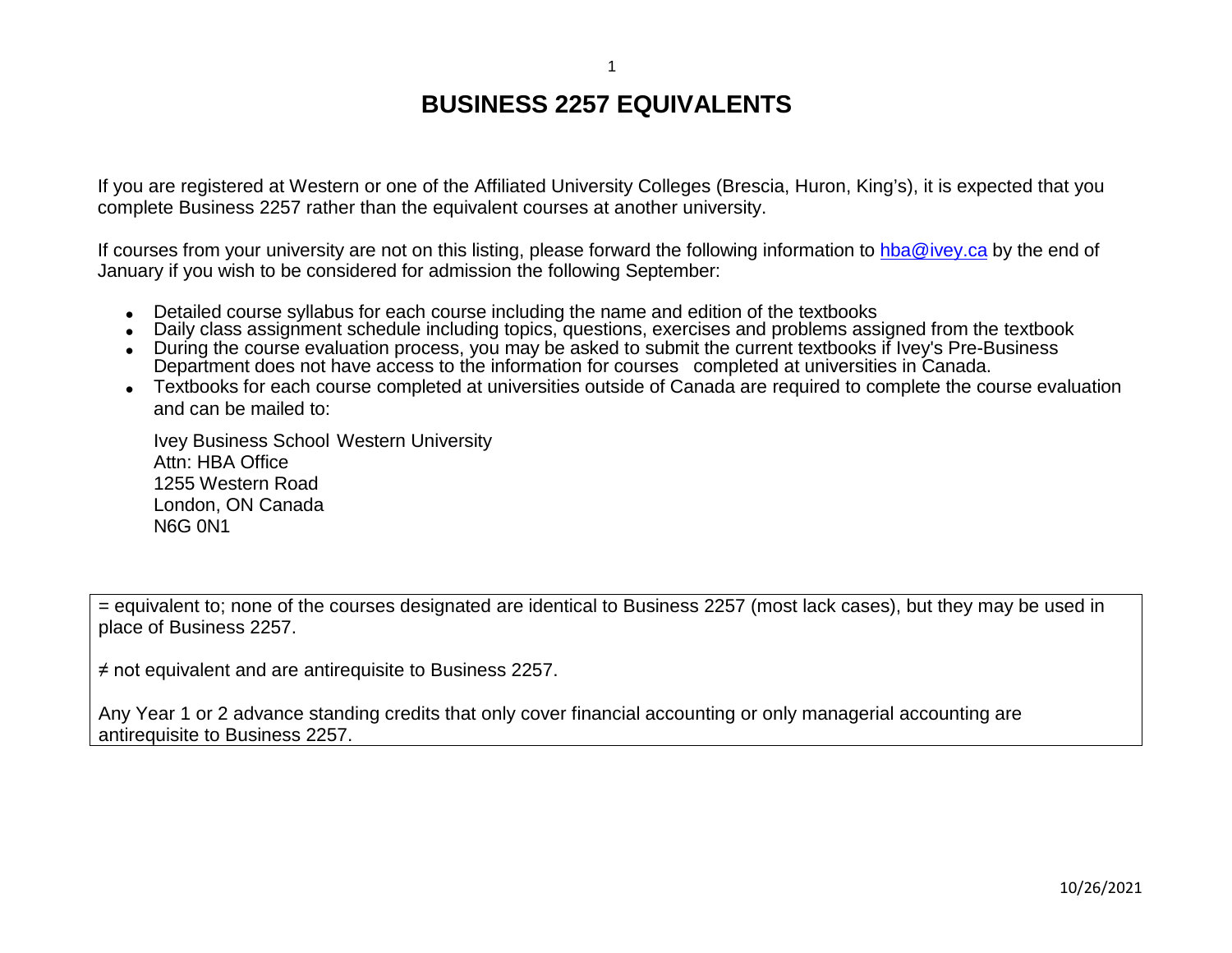# BUSINESS 2257 EQUIVALENTS

If you are registered at Western or one of the Affiliated University Colleges (Brescia, Huron, King's), it is expected that you complete Business 2257 rather than the equivalent courses at another university.

If courses from your university are not on this listing, please forward the following information to hba@ivey.ca by the end of January if you wish to be considered for admission the following September:

- Detailed course syllabus for each course including the name and edition of the textbooks
- Daily class assignment schedule including topics, questions, exercises and problems assigned from the textbook
- During the course evaluation process, you may be asked to submit the current textbooks if Ivey's Pre-Business Department does not have access to the information for courses completed at universities in Canada.
- Textbooks for each course completed at universities outside of Canada are required to complete the course evaluation and can be mailed to:

  Ivey Business School Western University
  Attn: HBA Office
  1255 Western Road
  London, ON Canada
  N6G 0N1

= equivalent to; none of the courses designated are identical to Business 2257 (most lack cases), but they may be used in place of Business 2257.

≠ not equivalent and are antirequisite to Business 2257.

Any Year 1 or 2 advance standing credits that only cover financial accounting or only managerial accounting are antirequisite to Business 2257.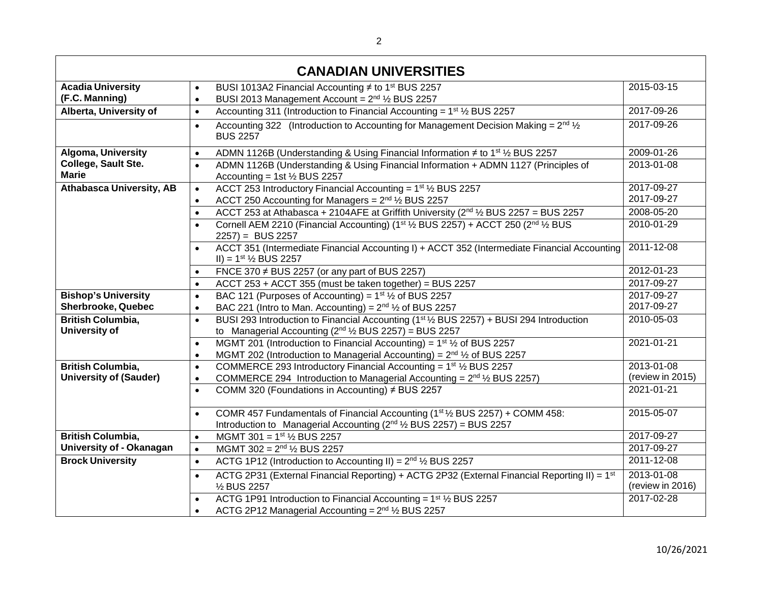| CANADIAN UNIVERSITIES | | |
|---|---|---|
| **Acadia University (F.C. Manning)** | • BUSI 1013A2 Financial Accounting ≠ to 1st BUS 2257<br>• BUSI 2013 Management Account = 2nd ½ BUS 2257 | 2015-03-15 |
| **Alberta, University of** | • Accounting 311 (Introduction to Financial Accounting = 1st ½ BUS 2257 | 2017-09-26 |
| | • Accounting 322 (Introduction to Accounting for Management Decision Making = 2nd ½ BUS 2257 | 2017-09-26 |
| **Algoma, University College, Sault Ste. Marie** | • ADMN 1126B (Understanding & Using Financial Information ≠ to 1st ½ BUS 2257 | 2009-01-26 |
| | • ADMN 1126B (Understanding & Using Financial Information + ADMN 1127 (Principles of Accounting = 1st ½ BUS 2257 | 2013-01-08 |
| **Athabasca University, AB** | • ACCT 253 Introductory Financial Accounting = 1st ½ BUS 2257<br>• ACCT 250 Accounting for Managers = 2nd ½ BUS 2257 | 2017-09-27<br>2017-09-27 |
| | • ACCT 253 at Athabasca + 2104AFE at Griffith University (2nd ½ BUS 2257 = BUS 2257 | 2008-05-20 |
| | • Cornell AEM 2210 (Financial Accounting) (1st ½ BUS 2257) + ACCT 250 (2nd ½ BUS 2257) = BUS 2257 | 2010-01-29 |
| | • ACCT 351 (Intermediate Financial Accounting I) + ACCT 352 (Intermediate Financial Accounting II) = 1st ½ BUS 2257 | 2011-12-08 |
| | • FNCE 370 ≠ BUS 2257 (or any part of BUS 2257) | 2012-01-23 |
| | • ACCT 253 + ACCT 355 (must be taken together) = BUS 2257 | 2017-09-27 |
| **Bishop's University Sherbrooke, Quebec** | • BAC 121 (Purposes of Accounting) = 1st ½ of BUS 2257<br>• BAC 221 (Intro to Man. Accounting) = 2nd ½ of BUS 2257 | 2017-09-27<br>2017-09-27 |
| **British Columbia, University of** | • BUSI 293 Introduction to Financial Accounting (1st ½ BUS 2257) + BUSI 294 Introduction to Managerial Accounting (2nd ½ BUS 2257) = BUS 2257 | 2010-05-03 |
| | • MGMT 201 (Introduction to Financial Accounting) = 1st ½ of BUS 2257<br>• MGMT 202 (Introduction to Managerial Accounting) = 2nd ½ of BUS 2257 | 2021-01-21 |
| **British Columbia, University of (Sauder)** | • COMMERCE 293 Introductory Financial Accounting = 1st ½ BUS 2257<br>• COMMERCE 294 Introduction to Managerial Accounting = 2nd ½ BUS 2257) | 2013-01-08<br>(review in 2015) |
| | • COMM 320 (Foundations in Accounting) ≠ BUS 2257 | 2021-01-21 |
| | • COMR 457 Fundamentals of Financial Accounting (1st ½ BUS 2257) + COMM 458: Introduction to Managerial Accounting (2nd ½ BUS 2257) = BUS 2257 | 2015-05-07 |
| **British Columbia, University of - Okanagan** | • MGMT 301 = 1st ½ BUS 2257 | 2017-09-27 |
| | • MGMT 302 = 2nd ½ BUS 2257 | 2017-09-27 |
| **Brock University** | • ACTG 1P12 (Introduction to Accounting II) = 2nd ½ BUS 2257 | 2011-12-08 |
| | • ACTG 2P31 (External Financial Reporting) + ACTG 2P32 (External Financial Reporting II) = 1st ½ BUS 2257 | 2013-01-08<br>(review in 2016) |
| | • ACTG 1P91 Introduction to Financial Accounting = 1st ½ BUS 2257<br>• ACTG 2P12 Managerial Accounting = 2nd ½ BUS 2257 | 2017-02-28 |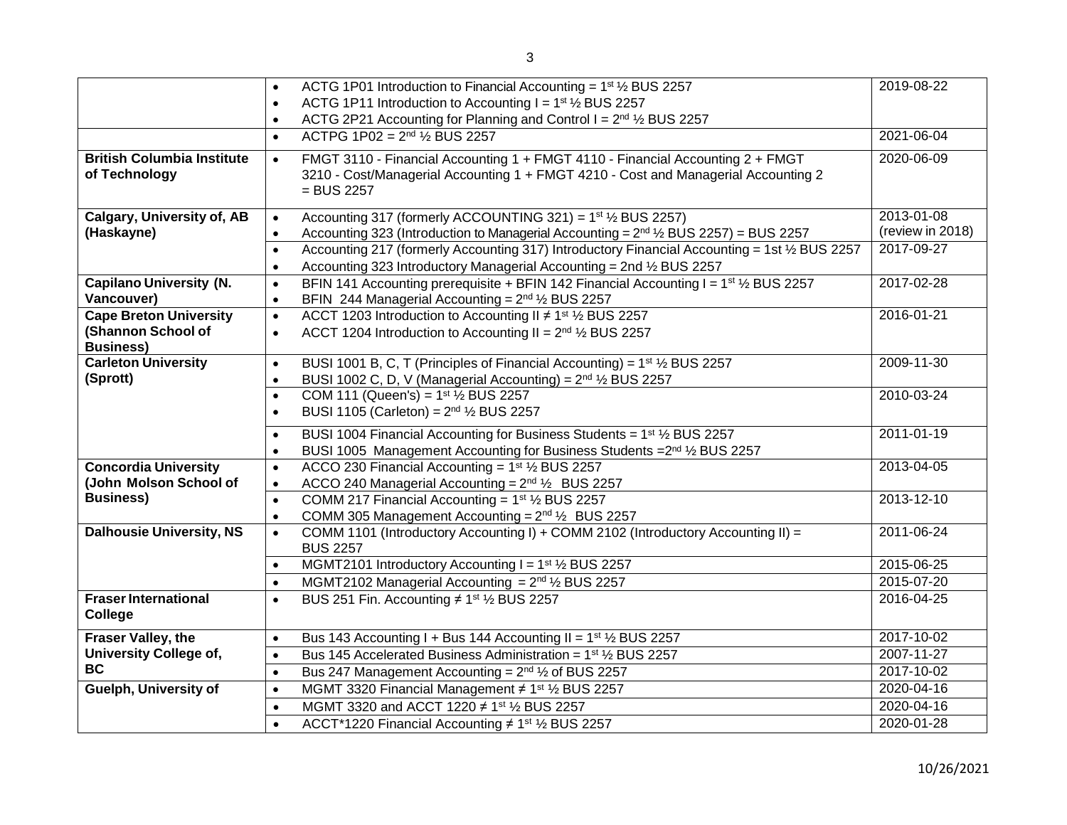| | | |
|---|---|---|
| | • ACTG 1P01 Introduction to Financial Accounting = 1st ½ BUS 2257<br>• ACTG 1P11 Introduction to Accounting I = 1st ½ BUS 2257<br>• ACTG 2P21 Accounting for Planning and Control I = 2nd ½ BUS 2257 | 2019-08-22 |
| | • ACTPG 1P02 = 2nd ½ BUS 2257 | 2021-06-04 |
| **British Columbia Institute of Technology** | • FMGT 3110 - Financial Accounting 1 + FMGT 4110 - Financial Accounting 2 + FMGT 3210 - Cost/Managerial Accounting 1 + FMGT 4210 - Cost and Managerial Accounting 2 = BUS 2257 | 2020-06-09 |
| **Calgary, University of, AB (Haskayne)** | • Accounting 317 (formerly ACCOUNTING 321) = 1st ½ BUS 2257)<br>• Accounting 323 (Introduction to Managerial Accounting = 2nd ½ BUS 2257) = BUS 2257 | 2013-01-08 (review in 2018) |
| | • Accounting 217 (formerly Accounting 317) Introductory Financial Accounting = 1st ½ BUS 2257<br>• Accounting 323 Introductory Managerial Accounting = 2nd ½ BUS 2257 | 2017-09-27 |
| **Capilano University (N. Vancouver)** | • BFIN 141 Accounting prerequisite + BFIN 142 Financial Accounting I = 1st ½ BUS 2257<br>• BFIN 244 Managerial Accounting = 2nd ½ BUS 2257 | 2017-02-28 |
| **Cape Breton University (Shannon School of Business)** | • ACCT 1203 Introduction to Accounting II ≠ 1st ½ BUS 2257<br>• ACCT 1204 Introduction to Accounting II = 2nd ½ BUS 2257 | 2016-01-21 |
| **Carleton University (Sprott)** | • BUSI 1001 B, C, T (Principles of Financial Accounting) = 1st ½ BUS 2257<br>• BUSI 1002 C, D, V (Managerial Accounting) = 2nd ½ BUS 2257 | 2009-11-30 |
| | • COM 111 (Queen's) = 1st ½ BUS 2257<br>• BUSI 1105 (Carleton) = 2nd ½ BUS 2257 | 2010-03-24 |
| | • BUSI 1004 Financial Accounting for Business Students = 1st ½ BUS 2257<br>• BUSI 1005 Management Accounting for Business Students =2nd ½ BUS 2257 | 2011-01-19 |
| **Concordia University (John Molson School of Business)** | • ACCO 230 Financial Accounting = 1st ½ BUS 2257<br>• ACCO 240 Managerial Accounting = 2nd ½ BUS 2257 | 2013-04-05 |
| | • COMM 217 Financial Accounting = 1st ½ BUS 2257<br>• COMM 305 Management Accounting = 2nd ½ BUS 2257 | 2013-12-10 |
| **Dalhousie University, NS** | • COMM 1101 (Introductory Accounting I) + COMM 2102 (Introductory Accounting II) = BUS 2257 | 2011-06-24 |
| | • MGMT2101 Introductory Accounting I = 1st ½ BUS 2257 | 2015-06-25 |
| | • MGMT2102 Managerial Accounting = 2nd ½ BUS 2257 | 2015-07-20 |
| **Fraser International College** | • BUS 251 Fin. Accounting ≠ 1st ½ BUS 2257 | 2016-04-25 |
| **Fraser Valley, the University College of, BC** | • Bus 143 Accounting I + Bus 144 Accounting II = 1st ½ BUS 2257 | 2017-10-02 |
| | • Bus 145 Accelerated Business Administration = 1st ½ BUS 2257 | 2007-11-27 |
| | • Bus 247 Management Accounting = 2nd ½ of BUS 2257 | 2017-10-02 |
| **Guelph, University of** | • MGMT 3320 Financial Management ≠ 1st ½ BUS 2257 | 2020-04-16 |
| | • MGMT 3320 and ACCT 1220 ≠ 1st ½ BUS 2257 | 2020-04-16 |
| | • ACCT*1220 Financial Accounting ≠ 1st ½ BUS 2257 | 2020-01-28 |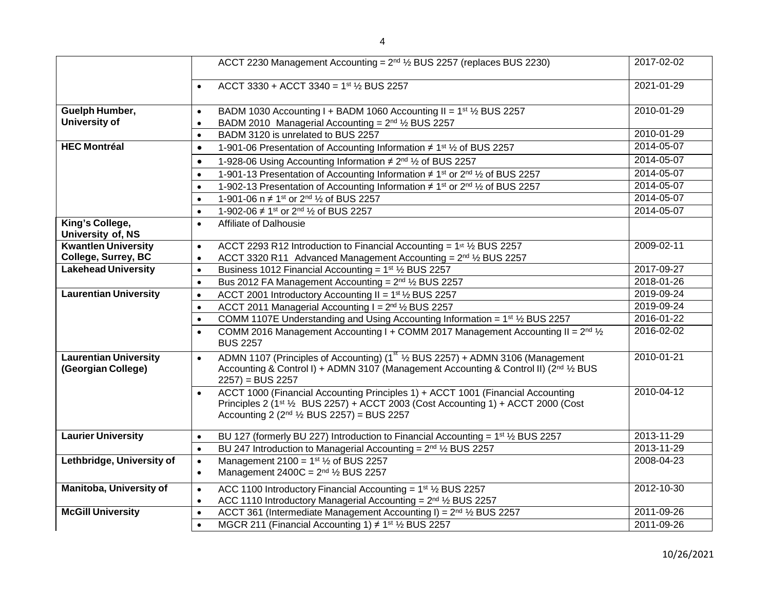| | | |
|---|---|---|
| | ACCT 2230 Management Accounting = 2nd ½ BUS 2257 (replaces BUS 2230) | 2017-02-02 |
| | • ACCT 3330 + ACCT 3340 = 1st ½ BUS 2257 | 2021-01-29 |
| **Guelph Humber, University of** | • BADM 1030 Accounting I + BADM 1060 Accounting II = 1st ½ BUS 2257<br>• BADM 2010 Managerial Accounting = 2nd ½ BUS 2257 | 2010-01-29 |
| | • BADM 3120 is unrelated to BUS 2257 | 2010-01-29 |
| **HEC Montréal** | • 1-901-06 Presentation of Accounting Information ≠ 1st ½ of BUS 2257 | 2014-05-07 |
| | • 1-928-06 Using Accounting Information ≠ 2nd ½ of BUS 2257 | 2014-05-07 |
| | • 1-901-13 Presentation of Accounting Information ≠ 1st or 2nd ½ of BUS 2257 | 2014-05-07 |
| | • 1-902-13 Presentation of Accounting Information ≠ 1st or 2nd ½ of BUS 2257 | 2014-05-07 |
| | • 1-901-06 n ≠ 1st or 2nd ½ of BUS 2257 | 2014-05-07 |
| | • 1-902-06 ≠ 1st or 2nd ½ of BUS 2257 | 2014-05-07 |
| **King's College, University of, NS** | • Affiliate of Dalhousie | |
| **Kwantlen University College, Surrey, BC** | • ACCT 2293 R12 Introduction to Financial Accounting = 1st ½ BUS 2257<br>• ACCT 3320 R11 Advanced Management Accounting = 2nd ½ BUS 2257 | 2009-02-11 |
| **Lakehead University** | • Business 1012 Financial Accounting = 1st ½ BUS 2257 | 2017-09-27 |
| | • Bus 2012 FA Management Accounting = 2nd ½ BUS 2257 | 2018-01-26 |
| **Laurentian University** | • ACCT 2001 Introductory Accounting II = 1st ½ BUS 2257 | 2019-09-24 |
| | • ACCT 2011 Managerial Accounting I = 2nd ½ BUS 2257 | 2019-09-24 |
| | • COMM 1107E Understanding and Using Accounting Information = 1st ½ BUS 2257 | 2016-01-22 |
| | • COMM 2016 Management Accounting I + COMM 2017 Management Accounting II = 2nd ½ BUS 2257 | 2016-02-02 |
| **Laurentian University (Georgian College)** | • ADMN 1107 (Principles of Accounting) (1st ½ BUS 2257) + ADMN 3106 (Management Accounting & Control I) + ADMN 3107 (Management Accounting & Control II) (2nd ½ BUS 2257) = BUS 2257 | 2010-01-21 |
| | • ACCT 1000 (Financial Accounting Principles 1) + ACCT 1001 (Financial Accounting Principles 2 (1st ½ BUS 2257) + ACCT 2003 (Cost Accounting 1) + ACCT 2000 (Cost Accounting 2 (2nd ½ BUS 2257) = BUS 2257 | 2010-04-12 |
| **Laurier University** | • BU 127 (formerly BU 227) Introduction to Financial Accounting = 1st ½ BUS 2257 | 2013-11-29 |
| | • BU 247 Introduction to Managerial Accounting = 2nd ½ BUS 2257 | 2013-11-29 |
| **Lethbridge, University of** | • Management 2100 = 1st ½ of BUS 2257<br>• Management 2400C = 2nd ½ BUS 2257 | 2008-04-23 |
| **Manitoba, University of** | • ACC 1100 Introductory Financial Accounting = 1st ½ BUS 2257<br>• ACC 1110 Introductory Managerial Accounting = 2nd ½ BUS 2257 | 2012-10-30 |
| **McGill University** | • ACCT 361 (Intermediate Management Accounting I) = 2nd ½ BUS 2257 | 2011-09-26 |
| | • MGCR 211 (Financial Accounting 1) ≠ 1st ½ BUS 2257 | 2011-09-26 |

10/26/2021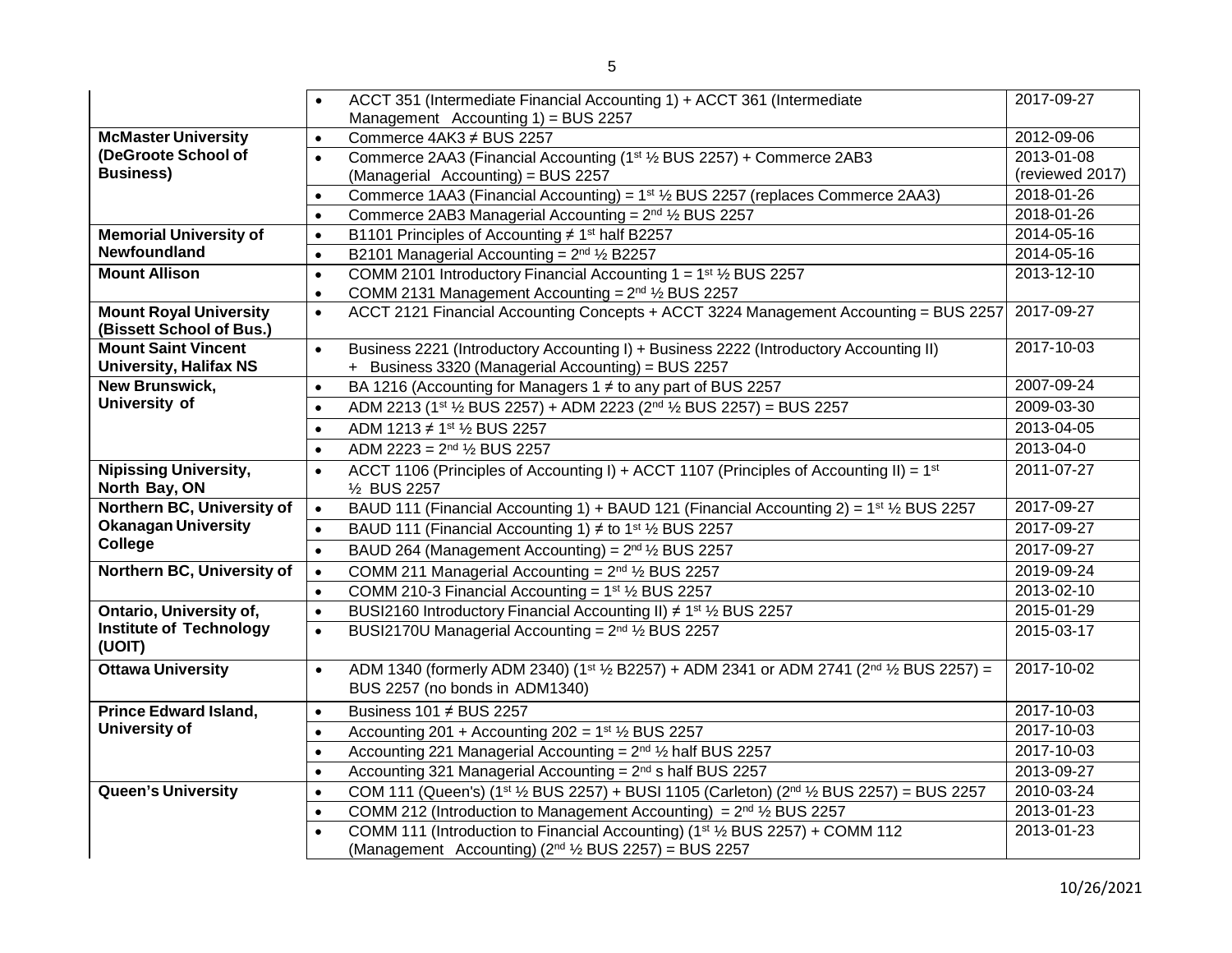| | | |
|---|---|---|
| | • ACCT 351 (Intermediate Financial Accounting 1) + ACCT 361 (Intermediate Management Accounting 1) = BUS 2257 | 2017-09-27 |
| **McMaster University (DeGroote School of Business)** | • Commerce 4AK3 ≠ BUS 2257 | 2012-09-06 |
| | • Commerce 2AA3 (Financial Accounting (1st ½ BUS 2257) + Commerce 2AB3 (Managerial Accounting) = BUS 2257 | 2013-01-08 (reviewed 2017) |
| | • Commerce 1AA3 (Financial Accounting) = 1st ½ BUS 2257 (replaces Commerce 2AA3) | 2018-01-26 |
| | • Commerce 2AB3 Managerial Accounting = 2nd ½ BUS 2257 | 2018-01-26 |
| **Memorial University of Newfoundland** | • B1101 Principles of Accounting ≠ 1st half B2257 | 2014-05-16 |
| | • B2101 Managerial Accounting = 2nd ½ B2257 | 2014-05-16 |
| **Mount Allison** | • COMM 2101 Introductory Financial Accounting 1 = 1st ½ BUS 2257<br>• COMM 2131 Management Accounting = 2nd ½ BUS 2257 | 2013-12-10 |
| **Mount Royal University (Bissett School of Bus.)** | • ACCT 2121 Financial Accounting Concepts + ACCT 3224 Management Accounting = BUS 2257 | 2017-09-27 |
| **Mount Saint Vincent University, Halifax NS** | • Business 2221 (Introductory Accounting I) + Business 2222 (Introductory Accounting II) + Business 3320 (Managerial Accounting) = BUS 2257 | 2017-10-03 |
| **New Brunswick, University of** | • BA 1216 (Accounting for Managers 1 ≠ to any part of BUS 2257 | 2007-09-24 |
| | • ADM 2213 (1st ½ BUS 2257) + ADM 2223 (2nd ½ BUS 2257) = BUS 2257 | 2009-03-30 |
| | • ADM 1213 ≠ 1st ½ BUS 2257 | 2013-04-05 |
| | • ADM 2223 = 2nd ½ BUS 2257 | 2013-04-0 |
| **Nipissing University, North Bay, ON** | • ACCT 1106 (Principles of Accounting I) + ACCT 1107 (Principles of Accounting II) = 1st ½ BUS 2257 | 2011-07-27 |
| **Northern BC, University of Okanagan University College** | • BAUD 111 (Financial Accounting 1) + BAUD 121 (Financial Accounting 2) = 1st ½ BUS 2257 | 2017-09-27 |
| | • BAUD 111 (Financial Accounting 1) ≠ to 1st ½ BUS 2257 | 2017-09-27 |
| | • BAUD 264 (Management Accounting) = 2nd ½ BUS 2257 | 2017-09-27 |
| **Northern BC, University of** | • COMM 211 Managerial Accounting = 2nd ½ BUS 2257 | 2019-09-24 |
| | • COMM 210-3 Financial Accounting = 1st ½ BUS 2257 | 2013-02-10 |
| **Ontario, University of, Institute of Technology (UOIT)** | • BUSI2160 Introductory Financial Accounting II) ≠ 1st ½ BUS 2257 | 2015-01-29 |
| | • BUSI2170U Managerial Accounting = 2nd ½ BUS 2257 | 2015-03-17 |
| **Ottawa University** | • ADM 1340 (formerly ADM 2340) (1st ½ B2257) + ADM 2341 or ADM 2741 (2nd ½ BUS 2257) = BUS 2257 (no bonds in ADM1340) | 2017-10-02 |
| **Prince Edward Island, University of** | • Business 101 ≠ BUS 2257 | 2017-10-03 |
| | • Accounting 201 + Accounting 202 = 1st ½ BUS 2257 | 2017-10-03 |
| | • Accounting 221 Managerial Accounting = 2nd ½ half BUS 2257 | 2017-10-03 |
| | • Accounting 321 Managerial Accounting = 2nd s half BUS 2257 | 2013-09-27 |
| **Queen's University** | • COM 111 (Queen's) (1st ½ BUS 2257) + BUSI 1105 (Carleton) (2nd ½ BUS 2257) = BUS 2257 | 2010-03-24 |
| | • COMM 212 (Introduction to Management Accounting) = 2nd ½ BUS 2257 | 2013-01-23 |
| | • COMM 111 (Introduction to Financial Accounting) (1st ½ BUS 2257) + COMM 112 (Management Accounting) (2nd ½ BUS 2257) = BUS 2257 | 2013-01-23 |

10/26/2021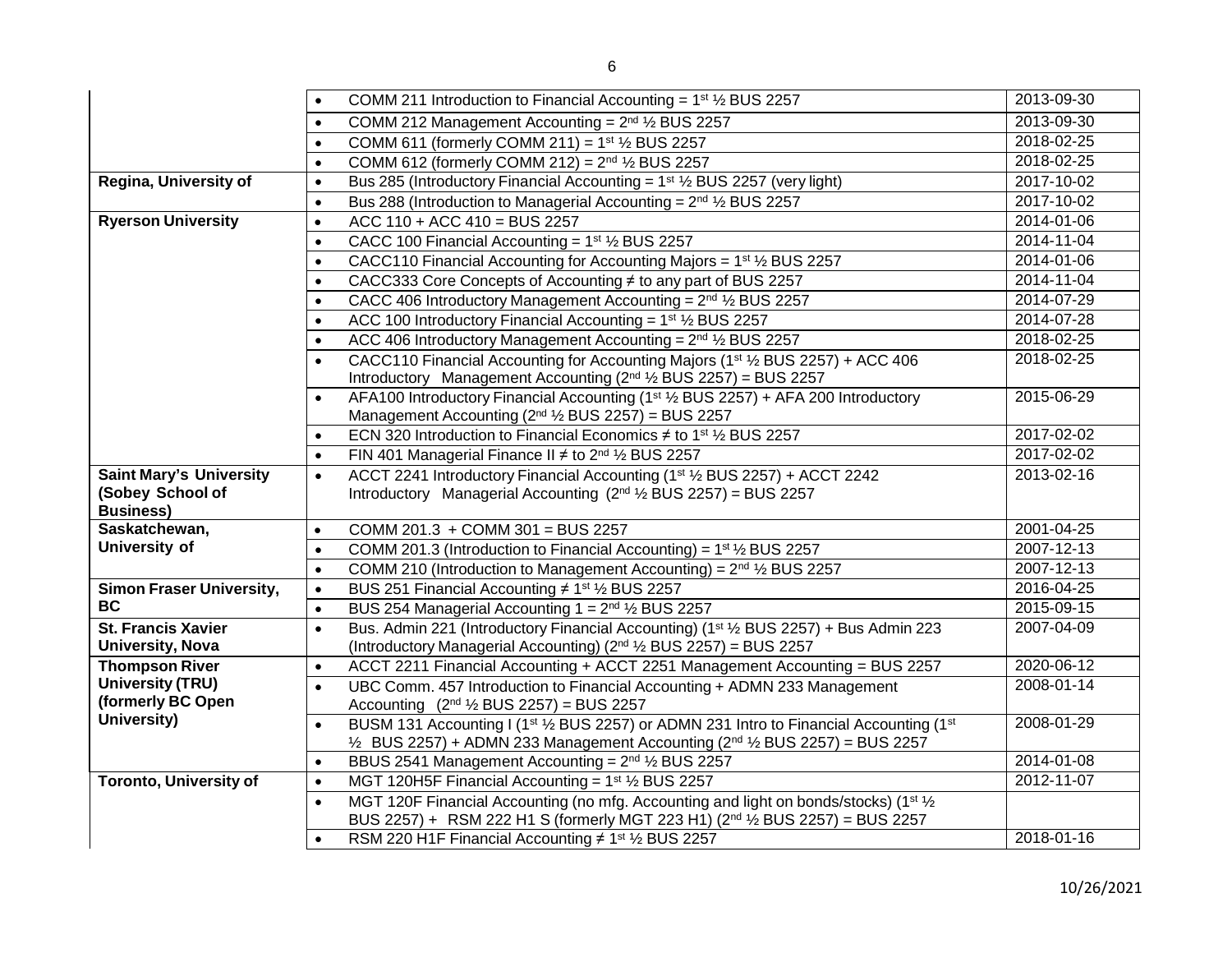| | | |
|---|---|---|
| | COMM 211 Introduction to Financial Accounting = 1st ½ BUS 2257 | 2013-09-30 |
| | COMM 212 Management Accounting = 2nd ½ BUS 2257 | 2013-09-30 |
| | COMM 611 (formerly COMM 211) = 1st ½ BUS 2257 | 2018-02-25 |
| | COMM 612 (formerly COMM 212) = 2nd ½ BUS 2257 | 2018-02-25 |
| **Regina, University of** | Bus 285 (Introductory Financial Accounting = 1st ½ BUS 2257 (very light) | 2017-10-02 |
| | Bus 288 (Introduction to Managerial Accounting = 2nd ½ BUS 2257 | 2017-10-02 |
| **Ryerson University** | ACC 110 + ACC 410 = BUS 2257 | 2014-01-06 |
| | CACC 100 Financial Accounting = 1st ½ BUS 2257 | 2014-11-04 |
| | CACC110 Financial Accounting for Accounting Majors = 1st ½ BUS 2257 | 2014-01-06 |
| | CACC333 Core Concepts of Accounting ≠ to any part of BUS 2257 | 2014-11-04 |
| | CACC 406 Introductory Management Accounting = 2nd ½ BUS 2257 | 2014-07-29 |
| | ACC 100 Introductory Financial Accounting = 1st ½ BUS 2257 | 2014-07-28 |
| | ACC 406 Introductory Management Accounting = 2nd ½ BUS 2257 | 2018-02-25 |
| | CACC110 Financial Accounting for Accounting Majors (1st ½ BUS 2257) + ACC 406 Introductory Management Accounting (2nd ½ BUS 2257) = BUS 2257 | 2018-02-25 |
| | AFA100 Introductory Financial Accounting (1st ½ BUS 2257) + AFA 200 Introductory Management Accounting (2nd ½ BUS 2257) = BUS 2257 | 2015-06-29 |
| | ECN 320 Introduction to Financial Economics ≠ to 1st ½ BUS 2257 | 2017-02-02 |
| | FIN 401 Managerial Finance II ≠ to 2nd ½ BUS 2257 | 2017-02-02 |
| **Saint Mary's University (Sobey School of Business)** | ACCT 2241 Introductory Financial Accounting (1st ½ BUS 2257) + ACCT 2242 Introductory Managerial Accounting (2nd ½ BUS 2257) = BUS 2257 | 2013-02-16 |
| **Saskatchewan, University of** | COMM 201.3 + COMM 301 = BUS 2257 | 2001-04-25 |
| | COMM 201.3 (Introduction to Financial Accounting) = 1st ½ BUS 2257 | 2007-12-13 |
| | COMM 210 (Introduction to Management Accounting) = 2nd ½ BUS 2257 | 2007-12-13 |
| **Simon Fraser University, BC** | BUS 251 Financial Accounting ≠ 1st ½ BUS 2257 | 2016-04-25 |
| | BUS 254 Managerial Accounting 1 = 2nd ½ BUS 2257 | 2015-09-15 |
| **St. Francis Xavier University, Nova** | Bus. Admin 221 (Introductory Financial Accounting) (1st ½ BUS 2257) + Bus Admin 223 (Introductory Managerial Accounting) (2nd ½ BUS 2257) = BUS 2257 | 2007-04-09 |
| **Thompson River University (TRU) (formerly BC Open University)** | ACCT 2211 Financial Accounting + ACCT 2251 Management Accounting = BUS 2257 | 2020-06-12 |
| | UBC Comm. 457 Introduction to Financial Accounting + ADMN 233 Management Accounting (2nd ½ BUS 2257) = BUS 2257 | 2008-01-14 |
| | BUSM 131 Accounting I (1st ½ BUS 2257) or ADMN 231 Intro to Financial Accounting (1st ½ BUS 2257) + ADMN 233 Management Accounting (2nd ½ BUS 2257) = BUS 2257 | 2008-01-29 |
| | BBUS 2541 Management Accounting = 2nd ½ BUS 2257 | 2014-01-08 |
| **Toronto, University of** | MGT 120H5F Financial Accounting = 1st ½ BUS 2257 | 2012-11-07 |
| | MGT 120F Financial Accounting (no mfg. Accounting and light on bonds/stocks) (1st ½ BUS 2257) + RSM 222 H1 S (formerly MGT 223 H1) (2nd ½ BUS 2257) = BUS 2257 | |
| | RSM 220 H1F Financial Accounting ≠ 1st ½ BUS 2257 | 2018-01-16 |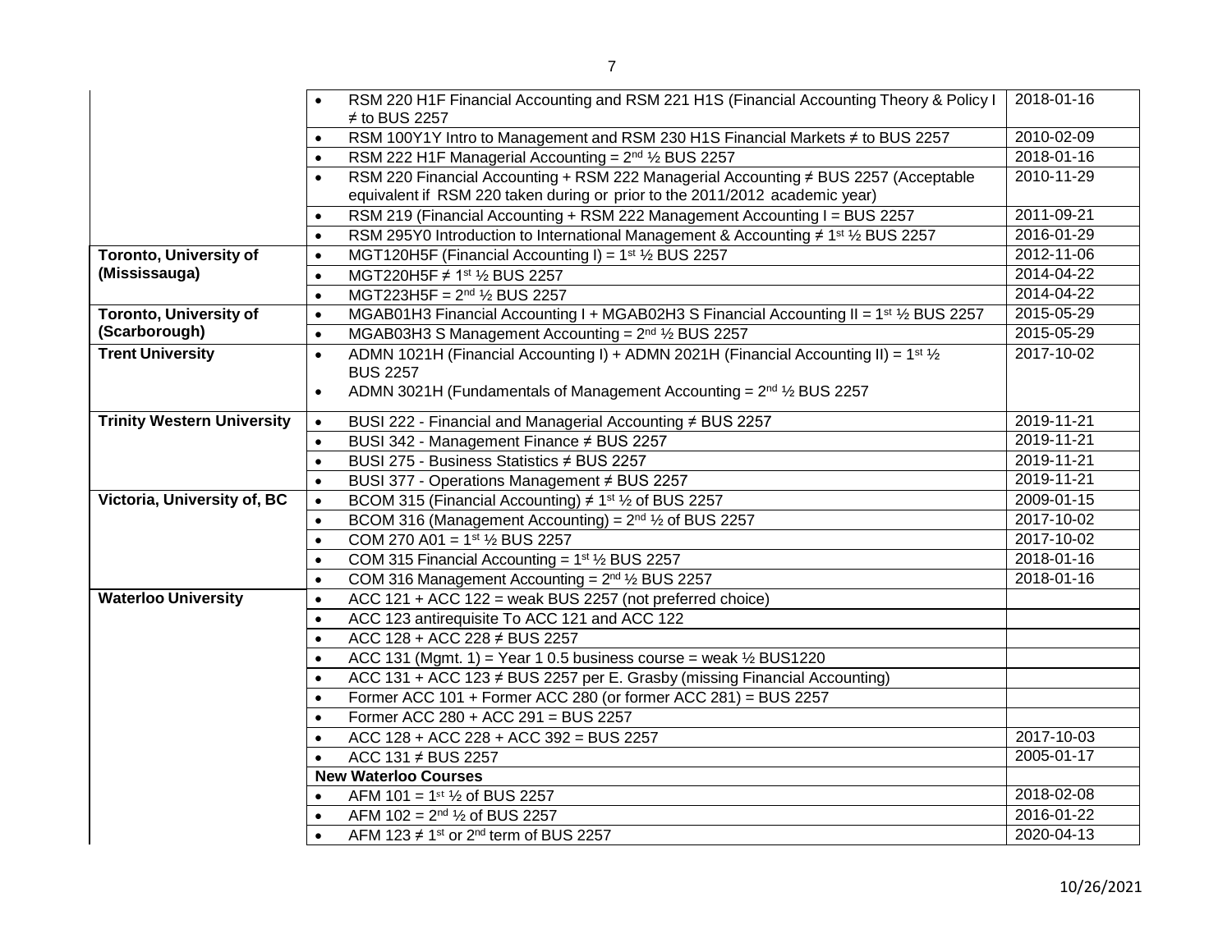| | | |
|---|---|---|
| | • RSM 220 H1F Financial Accounting and RSM 221 H1S (Financial Accounting Theory & Policy I ≠ to BUS 2257 | 2018-01-16 |
| | • RSM 100Y1Y Intro to Management and RSM 230 H1S Financial Markets ≠ to BUS 2257 | 2010-02-09 |
| | • RSM 222 H1F Managerial Accounting = 2nd ½ BUS 2257 | 2018-01-16 |
| | • RSM 220 Financial Accounting + RSM 222 Managerial Accounting ≠ BUS 2257 (Acceptable equivalent if RSM 220 taken during or prior to the 2011/2012 academic year) | 2010-11-29 |
| | • RSM 219 (Financial Accounting + RSM 222 Management Accounting I = BUS 2257 | 2011-09-21 |
| | • RSM 295Y0 Introduction to International Management & Accounting ≠ 1st ½ BUS 2257 | 2016-01-29 |
| **Toronto, University of (Mississauga)** | • MGT120H5F (Financial Accounting I) = 1st ½ BUS 2257 | 2012-11-06 |
| | • MGT220H5F ≠ 1st ½ BUS 2257 | 2014-04-22 |
| | • MGT223H5F = 2nd ½ BUS 2257 | 2014-04-22 |
| **Toronto, University of (Scarborough)** | • MGAB01H3 Financial Accounting I + MGAB02H3 S Financial Accounting II = 1st ½ BUS 2257 | 2015-05-29 |
| | • MGAB03H3 S Management Accounting = 2nd ½ BUS 2257 | 2015-05-29 |
| **Trent University** | • ADMN 1021H (Financial Accounting I) + ADMN 2021H (Financial Accounting II) = 1st ½ BUS 2257<br>• ADMN 3021H (Fundamentals of Management Accounting = 2nd ½ BUS 2257 | 2017-10-02 |
| **Trinity Western University** | • BUSI 222 - Financial and Managerial Accounting ≠ BUS 2257 | 2019-11-21 |
| | • BUSI 342 - Management Finance ≠ BUS 2257 | 2019-11-21 |
| | • BUSI 275 - Business Statistics ≠ BUS 2257 | 2019-11-21 |
| | • BUSI 377 - Operations Management ≠ BUS 2257 | 2019-11-21 |
| **Victoria, University of, BC** | • BCOM 315 (Financial Accounting) ≠ 1st ½ of BUS 2257 | 2009-01-15 |
| | • BCOM 316 (Management Accounting) = 2nd ½ of BUS 2257 | 2017-10-02 |
| | • COM 270 A01 = 1st ½ BUS 2257 | 2017-10-02 |
| | • COM 315 Financial Accounting = 1st ½ BUS 2257 | 2018-01-16 |
| | • COM 316 Management Accounting = 2nd ½ BUS 2257 | 2018-01-16 |
| **Waterloo University** | • ACC 121 + ACC 122 = weak BUS 2257 (not preferred choice) | |
| | • ACC 123 antirequisite To ACC 121 and ACC 122 | |
| | • ACC 128 + ACC 228 ≠ BUS 2257 | |
| | • ACC 131 (Mgmt. 1) = Year 1 0.5 business course = weak ½ BUS1220 | |
| | • ACC 131 + ACC 123 ≠ BUS 2257 per E. Grasby (missing Financial Accounting) | |
| | • Former ACC 101 + Former ACC 280 (or former ACC 281) = BUS 2257 | |
| | • Former ACC 280 + ACC 291 = BUS 2257 | |
| | • ACC 128 + ACC 228 + ACC 392 = BUS 2257 | 2017-10-03 |
| | • ACC 131 ≠ BUS 2257 | 2005-01-17 |
| | **New Waterloo Courses** | |
| | • AFM 101 = 1st ½ of BUS 2257 | 2018-02-08 |
| | • AFM 102 = 2nd ½ of BUS 2257 | 2016-01-22 |
| | • AFM 123 ≠ 1st or 2nd term of BUS 2257 | 2020-04-13 |

10/26/2021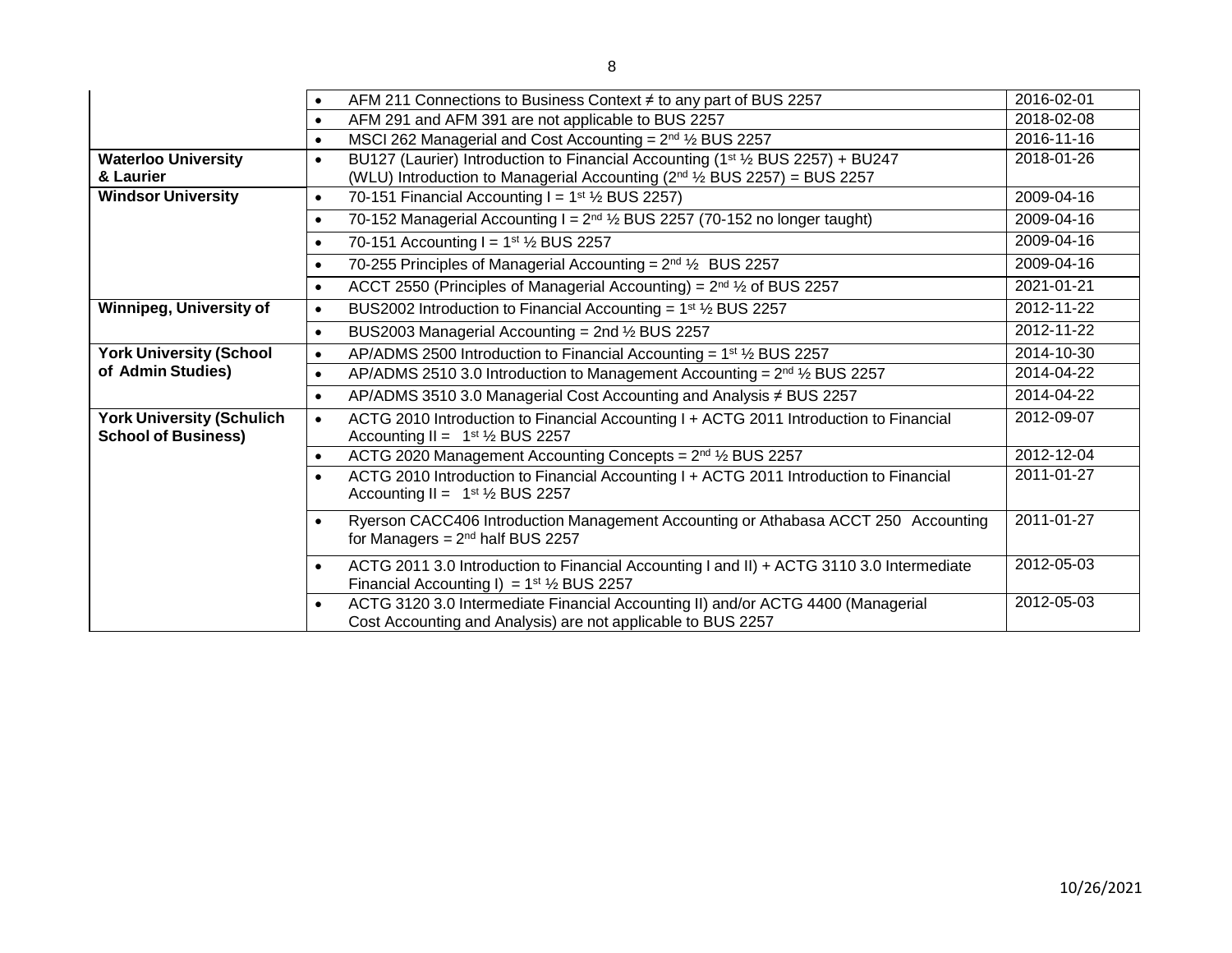| | | |
|---|---|---|
| | • AFM 211 Connections to Business Context ≠ to any part of BUS 2257 | 2016-02-01 |
| | • AFM 291 and AFM 391 are not applicable to BUS 2257 | 2018-02-08 |
| | • MSCI 262 Managerial and Cost Accounting = 2nd ½ BUS 2257 | 2016-11-16 |
| **Waterloo University & Laurier** | • BU127 (Laurier) Introduction to Financial Accounting (1st ½ BUS 2257) + BU247 (WLU) Introduction to Managerial Accounting (2nd ½ BUS 2257) = BUS 2257 | 2018-01-26 |
| **Windsor University** | • 70-151 Financial Accounting I = 1st ½ BUS 2257) | 2009-04-16 |
| | • 70-152 Managerial Accounting I = 2nd ½ BUS 2257 (70-152 no longer taught) | 2009-04-16 |
| | • 70-151 Accounting I = 1st ½ BUS 2257 | 2009-04-16 |
| | • 70-255 Principles of Managerial Accounting = 2nd ½ BUS 2257 | 2009-04-16 |
| | • ACCT 2550 (Principles of Managerial Accounting) = 2nd ½ of BUS 2257 | 2021-01-21 |
| **Winnipeg, University of** | • BUS2002 Introduction to Financial Accounting = 1st ½ BUS 2257 | 2012-11-22 |
| | • BUS2003 Managerial Accounting = 2nd ½ BUS 2257 | 2012-11-22 |
| **York University (School of Admin Studies)** | • AP/ADMS 2500 Introduction to Financial Accounting = 1st ½ BUS 2257 | 2014-10-30 |
| | • AP/ADMS 2510 3.0 Introduction to Management Accounting = 2nd ½ BUS 2257 | 2014-04-22 |
| | • AP/ADMS 3510 3.0 Managerial Cost Accounting and Analysis ≠ BUS 2257 | 2014-04-22 |
| **York University (Schulich School of Business)** | • ACTG 2010 Introduction to Financial Accounting I + ACTG 2011 Introduction to Financial Accounting II = 1st ½ BUS 2257 | 2012-09-07 |
| | • ACTG 2020 Management Accounting Concepts = 2nd ½ BUS 2257 | 2012-12-04 |
| | • ACTG 2010 Introduction to Financial Accounting I + ACTG 2011 Introduction to Financial Accounting II = 1st ½ BUS 2257 | 2011-01-27 |
| | • Ryerson CACC406 Introduction Management Accounting or Athabasa ACCT 250 Accounting for Managers = 2nd half BUS 2257 | 2011-01-27 |
| | • ACTG 2011 3.0 Introduction to Financial Accounting I and II) + ACTG 3110 3.0 Intermediate Financial Accounting I) = 1st ½ BUS 2257 | 2012-05-03 |
| | • ACTG 3120 3.0 Intermediate Financial Accounting II) and/or ACTG 4400 (Managerial Cost Accounting and Analysis) are not applicable to BUS 2257 | 2012-05-03 |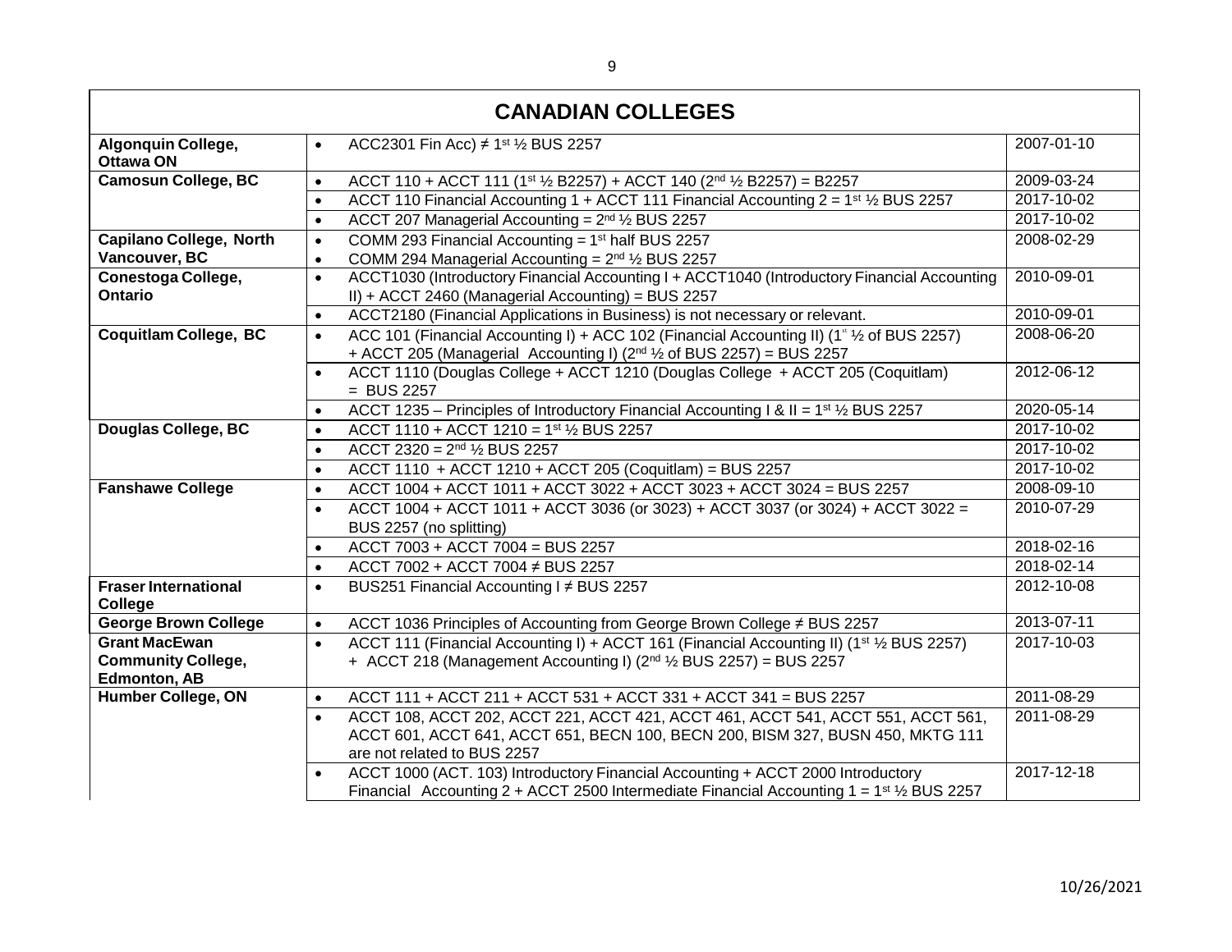# CANADIAN COLLEGES

| Institution | Equivalency | Date |
| --- | --- | --- |
| **Algonquin College, Ottawa ON** | • ACC2301 Fin Acc) ≠ 1st ½ BUS 2257 | 2007-01-10 |
| **Camosun College, BC** | • ACCT 110 + ACCT 111 (1st ½ B2257) + ACCT 140 (2nd ½ B2257) = B2257 | 2009-03-24 |
| | • ACCT 110 Financial Accounting 1 + ACCT 111 Financial Accounting 2 = 1st ½ BUS 2257 | 2017-10-02 |
| | • ACCT 207 Managerial Accounting = 2nd ½ BUS 2257 | 2017-10-02 |
| **Capilano College, North Vancouver, BC** | • COMM 293 Financial Accounting = 1st half BUS 2257<br>• COMM 294 Managerial Accounting = 2nd ½ BUS 2257 | 2008-02-29 |
| **Conestoga College, Ontario** | • ACCT1030 (Introductory Financial Accounting I + ACCT1040 (Introductory Financial Accounting II) + ACCT 2460 (Managerial Accounting) = BUS 2257 | 2010-09-01 |
| | • ACCT2180 (Financial Applications in Business) is not necessary or relevant. | 2010-09-01 |
| **Coquitlam College, BC** | • ACC 101 (Financial Accounting I) + ACC 102 (Financial Accounting II) (1st ½ of BUS 2257) + ACCT 205 (Managerial Accounting I) (2nd ½ of BUS 2257) = BUS 2257 | 2008-06-20 |
| | • ACCT 1110 (Douglas College + ACCT 1210 (Douglas College + ACCT 205 (Coquitlam) = BUS 2257 | 2012-06-12 |
| | • ACCT 1235 – Principles of Introductory Financial Accounting I & II = 1st ½ BUS 2257 | 2020-05-14 |
| **Douglas College, BC** | • ACCT 1110 + ACCT 1210 = 1st ½ BUS 2257 | 2017-10-02 |
| | • ACCT 2320 = 2nd ½ BUS 2257 | 2017-10-02 |
| | • ACCT 1110 + ACCT 1210 + ACCT 205 (Coquitlam) = BUS 2257 | 2017-10-02 |
| **Fanshawe College** | • ACCT 1004 + ACCT 1011 + ACCT 3022 + ACCT 3023 + ACCT 3024 = BUS 2257 | 2008-09-10 |
| | • ACCT 1004 + ACCT 1011 + ACCT 3036 (or 3023) + ACCT 3037 (or 3024) + ACCT 3022 = BUS 2257 (no splitting) | 2010-07-29 |
| | • ACCT 7003 + ACCT 7004 = BUS 2257 | 2018-02-16 |
| | • ACCT 7002 + ACCT 7004 ≠ BUS 2257 | 2018-02-14 |
| **Fraser International College** | • BUS251 Financial Accounting I ≠ BUS 2257 | 2012-10-08 |
| **George Brown College** | • ACCT 1036 Principles of Accounting from George Brown College ≠ BUS 2257 | 2013-07-11 |
| **Grant MacEwan Community College, Edmonton, AB** | • ACCT 111 (Financial Accounting I) + ACCT 161 (Financial Accounting II) (1st ½ BUS 2257) + ACCT 218 (Management Accounting I) (2nd ½ BUS 2257) = BUS 2257 | 2017-10-03 |
| **Humber College, ON** | • ACCT 111 + ACCT 211 + ACCT 531 + ACCT 331 + ACCT 341 = BUS 2257 | 2011-08-29 |
| | • ACCT 108, ACCT 202, ACCT 221, ACCT 421, ACCT 461, ACCT 541, ACCT 551, ACCT 561, ACCT 601, ACCT 641, ACCT 651, BECN 100, BECN 200, BISM 327, BUSN 450, MKTG 111 are not related to BUS 2257 | 2011-08-29 |
| | • ACCT 1000 (ACT. 103) Introductory Financial Accounting + ACCT 2000 Introductory Financial Accounting 2 + ACCT 2500 Intermediate Financial Accounting 1 = 1st ½ BUS 2257 | 2017-12-18 |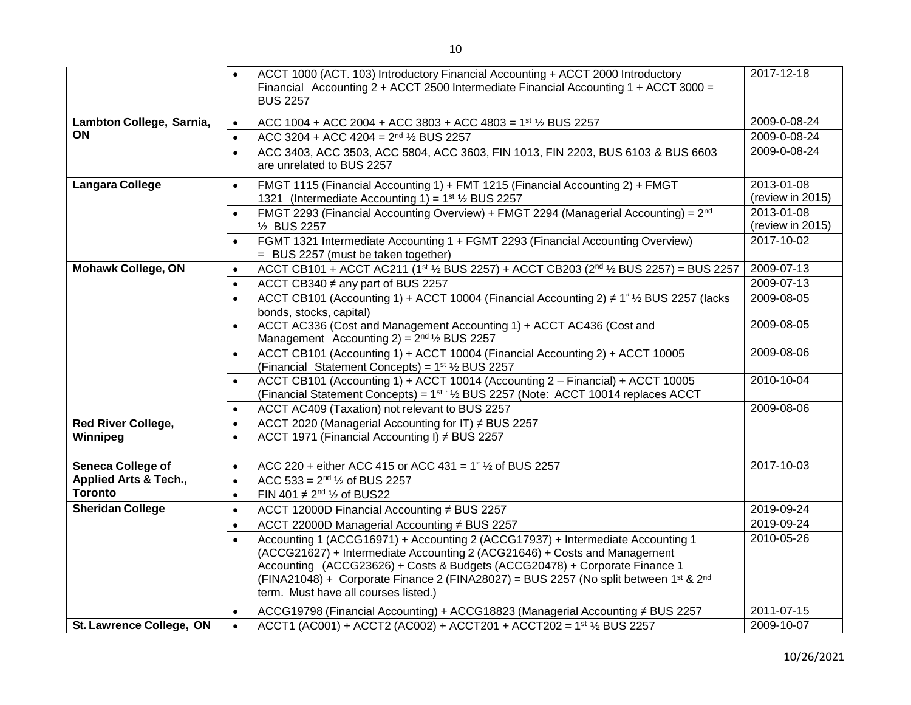| | | |
|---|---|---|
| | • ACCT 1000 (ACT. 103) Introductory Financial Accounting + ACCT 2000 Introductory Financial Accounting 2 + ACCT 2500 Intermediate Financial Accounting 1 + ACCT 3000 = BUS 2257 | 2017-12-18 |
| **Lambton College, Sarnia, ON** | • ACC 1004 + ACC 2004 + ACC 3803 + ACC 4803 = 1st ½ BUS 2257 | 2009-0-08-24 |
| | • ACC 3204 + ACC 4204 = 2nd ½ BUS 2257 | 2009-0-08-24 |
| | • ACC 3403, ACC 3503, ACC 5804, ACC 3603, FIN 1013, FIN 2203, BUS 6103 & BUS 6603 are unrelated to BUS 2257 | 2009-0-08-24 |
| **Langara College** | • FMGT 1115 (Financial Accounting 1) + FMT 1215 (Financial Accounting 2) + FMGT 1321 (Intermediate Accounting 1) = 1st ½ BUS 2257 | 2013-01-08 (review in 2015) |
| | • FMGT 2293 (Financial Accounting Overview) + FMGT 2294 (Managerial Accounting) = 2nd ½ BUS 2257 | 2013-01-08 (review in 2015) |
| | • FGMT 1321 Intermediate Accounting 1 + FGMT 2293 (Financial Accounting Overview) = BUS 2257 (must be taken together) | 2017-10-02 |
| **Mohawk College, ON** | • ACCT CB101 + ACCT AC211 (1st ½ BUS 2257) + ACCT CB203 (2nd ½ BUS 2257) = BUS 2257 | 2009-07-13 |
| | • ACCT CB340 ≠ any part of BUS 2257 | 2009-07-13 |
| | • ACCT CB101 (Accounting 1) + ACCT 10004 (Financial Accounting 2) ≠ 1st ½ BUS 2257 (lacks bonds, stocks, capital) | 2009-08-05 |
| | • ACCT AC336 (Cost and Management Accounting 1) + ACCT AC436 (Cost and Management Accounting 2) = 2nd ½ BUS 2257 | 2009-08-05 |
| | • ACCT CB101 (Accounting 1) + ACCT 10004 (Financial Accounting 2) + ACCT 10005 (Financial Statement Concepts) = 1st ½ BUS 2257 | 2009-08-06 |
| | • ACCT CB101 (Accounting 1) + ACCT 10014 (Accounting 2 – Financial) + ACCT 10005 (Financial Statement Concepts) = 1st ½ BUS 2257 (Note: ACCT 10014 replaces ACCT | 2010-10-04 |
| | • ACCT AC409 (Taxation) not relevant to BUS 2257 | 2009-08-06 |
| **Red River College, Winnipeg** | • ACCT 2020 (Managerial Accounting for IT) ≠ BUS 2257<br>• ACCT 1971 (Financial Accounting I) ≠ BUS 2257 | |
| **Seneca College of Applied Arts & Tech., Toronto** | • ACC 220 + either ACC 415 or ACC 431 = 1st ½ of BUS 2257<br>• ACC 533 = 2nd ½ of BUS 2257<br>• FIN 401 ≠ 2nd ½ of BUS22 | 2017-10-03 |
| **Sheridan College** | • ACCT 12000D Financial Accounting ≠ BUS 2257 | 2019-09-24 |
| | • ACCT 22000D Managerial Accounting ≠ BUS 2257 | 2019-09-24 |
| | • Accounting 1 (ACCG16971) + Accounting 2 (ACCG17937) + Intermediate Accounting 1 (ACCG21627) + Intermediate Accounting 2 (ACG21646) + Costs and Management Accounting (ACCG23626) + Costs & Budgets (ACCG20478) + Corporate Finance 1 (FINA21048) + Corporate Finance 2 (FINA28027) = BUS 2257 (No split between 1st & 2nd term. Must have all courses listed.) | 2010-05-26 |
| | • ACCG19798 (Financial Accounting) + ACCG18823 (Managerial Accounting ≠ BUS 2257 | 2011-07-15 |
| **St. Lawrence College, ON** | • ACCT1 (AC001) + ACCT2 (AC002) + ACCT201 + ACCT202 = 1st ½ BUS 2257 | 2009-10-07 |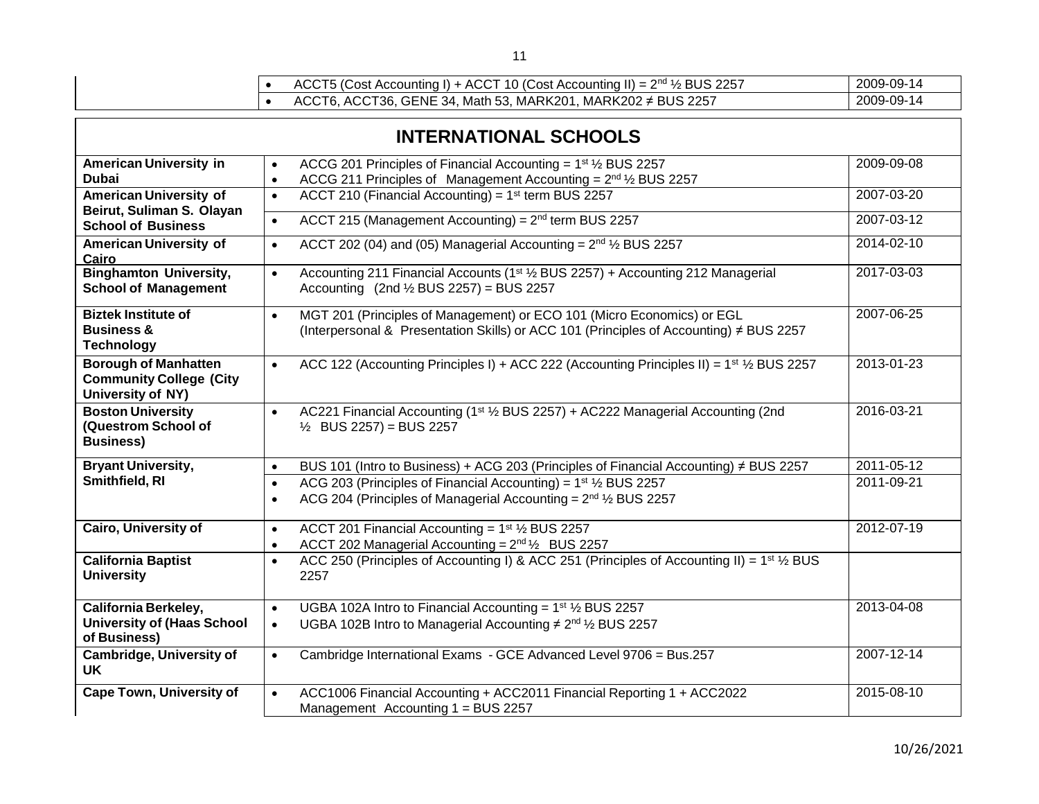| | | |
|---|---|---|
| | • ACCT5 (Cost Accounting I) + ACCT 10 (Cost Accounting II) = 2nd ½ BUS 2257 | 2009-09-14 |
| | • ACCT6, ACCT36, GENE 34, Math 53, MARK201, MARK202 ≠ BUS 2257 | 2009-09-14 |

## INTERNATIONAL SCHOOLS

| | | |
|---|---|---|
| **American University in Dubai** | • ACCG 201 Principles of Financial Accounting = 1st ½ BUS 2257<br>• ACCG 211 Principles of Management Accounting = 2nd ½ BUS 2257 | 2009-09-08 |
| **American University of Beirut, Suliman S. Olayan School of Business** | • ACCT 210 (Financial Accounting) = 1st term BUS 2257 | 2007-03-20 |
| | • ACCT 215 (Management Accounting) = 2nd term BUS 2257 | 2007-03-12 |
| **American University of Cairo** | • ACCT 202 (04) and (05) Managerial Accounting = 2nd ½ BUS 2257 | 2014-02-10 |
| **Binghamton University, School of Management** | • Accounting 211 Financial Accounts (1st ½ BUS 2257) + Accounting 212 Managerial Accounting (2nd ½ BUS 2257) = BUS 2257 | 2017-03-03 |
| **Biztek Institute of Business & Technology** | • MGT 201 (Principles of Management) or ECO 101 (Micro Economics) or EGL (Interpersonal & Presentation Skills) or ACC 101 (Principles of Accounting) ≠ BUS 2257 | 2007-06-25 |
| **Borough of Manhatten Community College (City University of NY)** | • ACC 122 (Accounting Principles I) + ACC 222 (Accounting Principles II) = 1st ½ BUS 2257 | 2013-01-23 |
| **Boston University (Questrom School of Business)** | • AC221 Financial Accounting (1st ½ BUS 2257) + AC222 Managerial Accounting (2nd ½ BUS 2257) = BUS 2257 | 2016-03-21 |
| **Bryant University, Smithfield, RI** | • BUS 101 (Intro to Business) + ACG 203 (Principles of Financial Accounting) ≠ BUS 2257 | 2011-05-12 |
| | • ACG 203 (Principles of Financial Accounting) = 1st ½ BUS 2257<br>• ACG 204 (Principles of Managerial Accounting = 2nd ½ BUS 2257 | 2011-09-21 |
| **Cairo, University of** | • ACCT 201 Financial Accounting = 1st ½ BUS 2257<br>• ACCT 202 Managerial Accounting = 2nd ½ BUS 2257 | 2012-07-19 |
| **California Baptist University** | • ACC 250 (Principles of Accounting I) & ACC 251 (Principles of Accounting II) = 1st ½ BUS 2257 | |
| **California Berkeley, University of (Haas School of Business)** | • UGBA 102A Intro to Financial Accounting = 1st ½ BUS 2257<br>• UGBA 102B Intro to Managerial Accounting ≠ 2nd ½ BUS 2257 | 2013-04-08 |
| **Cambridge, University of UK** | • Cambridge International Exams - GCE Advanced Level 9706 = Bus.257 | 2007-12-14 |
| **Cape Town, University of** | • ACC1006 Financial Accounting + ACC2011 Financial Reporting 1 + ACC2022 Management Accounting 1 = BUS 2257 | 2015-08-10 |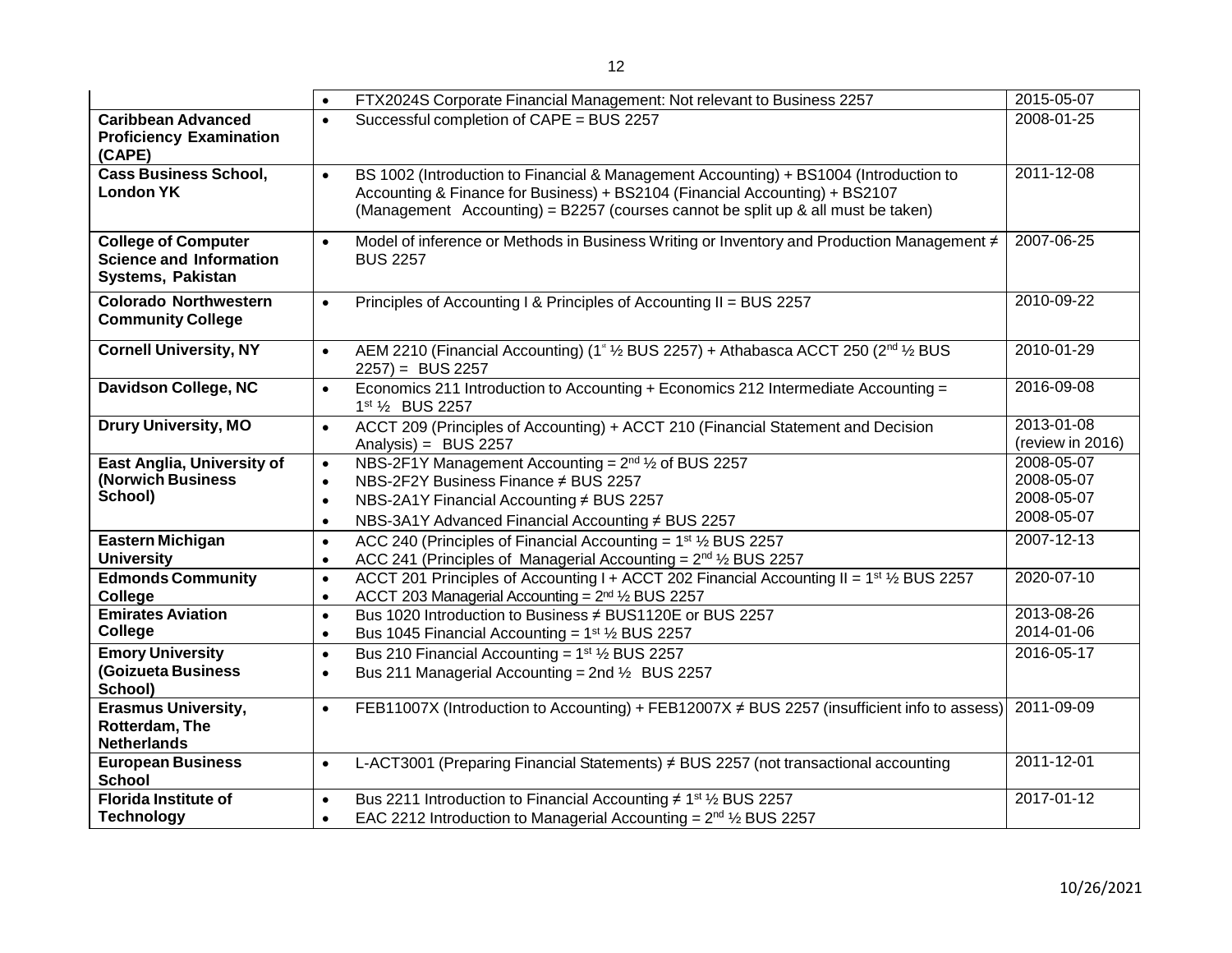| | | |
|---|---|---|
| | • FTX2024S Corporate Financial Management: Not relevant to Business 2257 | 2015-05-07 |
| **Caribbean Advanced Proficiency Examination (CAPE)** | • Successful completion of CAPE = BUS 2257 | 2008-01-25 |
| **Cass Business School, London YK** | • BS 1002 (Introduction to Financial & Management Accounting) + BS1004 (Introduction to Accounting & Finance for Business) + BS2104 (Financial Accounting) + BS2107 (Management Accounting) = B2257 (courses cannot be split up & all must be taken) | 2011-12-08 |
| **College of Computer Science and Information Systems, Pakistan** | • Model of inference or Methods in Business Writing or Inventory and Production Management ≠ BUS 2257 | 2007-06-25 |
| **Colorado Northwestern Community College** | • Principles of Accounting I & Principles of Accounting II = BUS 2257 | 2010-09-22 |
| **Cornell University, NY** | • AEM 2210 (Financial Accounting) (1st ½ BUS 2257) + Athabasca ACCT 250 (2nd ½ BUS 2257) = BUS 2257 | 2010-01-29 |
| **Davidson College, NC** | • Economics 211 Introduction to Accounting + Economics 212 Intermediate Accounting = 1st ½ BUS 2257 | 2016-09-08 |
| **Drury University, MO** | • ACCT 209 (Principles of Accounting) + ACCT 210 (Financial Statement and Decision Analysis) = BUS 2257 | 2013-01-08 (review in 2016) |
| **East Anglia, University of (Norwich Business School)** | • NBS-2F1Y Management Accounting = 2nd ½ of BUS 2257<br>• NBS-2F2Y Business Finance ≠ BUS 2257<br>• NBS-2A1Y Financial Accounting ≠ BUS 2257<br>• NBS-3A1Y Advanced Financial Accounting ≠ BUS 2257 | 2008-05-07<br>2008-05-07<br>2008-05-07<br>2008-05-07 |
| **Eastern Michigan University** | • ACC 240 (Principles of Financial Accounting = 1st ½ BUS 2257<br>• ACC 241 (Principles of Managerial Accounting = 2nd ½ BUS 2257 | 2007-12-13 |
| **Edmonds Community College** | • ACCT 201 Principles of Accounting I + ACCT 202 Financial Accounting II = 1st ½ BUS 2257<br>• ACCT 203 Managerial Accounting = 2nd ½ BUS 2257 | 2020-07-10 |
| **Emirates Aviation College** | • Bus 1020 Introduction to Business ≠ BUS1120E or BUS 2257<br>• Bus 1045 Financial Accounting = 1st ½ BUS 2257 | 2013-08-26<br>2014-01-06 |
| **Emory University (Goizueta Business School)** | • Bus 210 Financial Accounting = 1st ½ BUS 2257<br>• Bus 211 Managerial Accounting = 2nd ½ BUS 2257 | 2016-05-17 |
| **Erasmus University, Rotterdam, The Netherlands** | • FEB11007X (Introduction to Accounting) + FEB12007X ≠ BUS 2257 (insufficient info to assess) | 2011-09-09 |
| **European Business School** | • L-ACT3001 (Preparing Financial Statements) ≠ BUS 2257 (not transactional accounting | 2011-12-01 |
| **Florida Institute of Technology** | • Bus 2211 Introduction to Financial Accounting ≠ 1st ½ BUS 2257<br>• EAC 2212 Introduction to Managerial Accounting = 2nd ½ BUS 2257 | 2017-01-12 |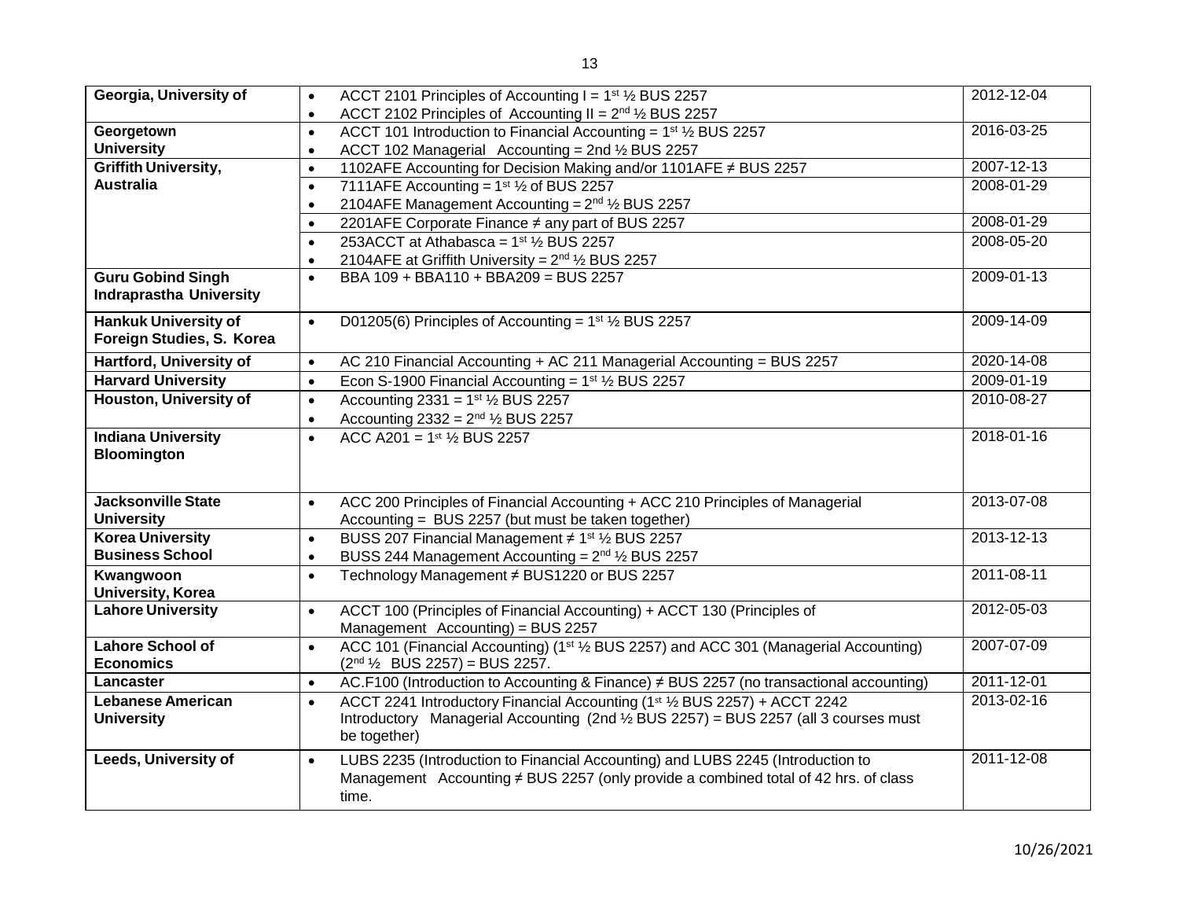| | | |
|---|---|---|
| **Georgia, University of** | • ACCT 2101 Principles of Accounting I = 1st ½ BUS 2257<br>• ACCT 2102 Principles of Accounting II = 2nd ½ BUS 2257 | 2012-12-04 |
| **Georgetown University** | • ACCT 101 Introduction to Financial Accounting = 1st ½ BUS 2257<br>• ACCT 102 Managerial Accounting = 2nd ½ BUS 2257 | 2016-03-25 |
| **Griffith University, Australia** | • 1102AFE Accounting for Decision Making and/or 1101AFE ≠ BUS 2257 | 2007-12-13 |
| | • 7111AFE Accounting = 1st ½ of BUS 2257<br>• 2104AFE Management Accounting = 2nd ½ BUS 2257 | 2008-01-29 |
| | • 2201AFE Corporate Finance ≠ any part of BUS 2257 | 2008-01-29 |
| | • 253ACCT at Athabasca = 1st ½ BUS 2257<br>• 2104AFE at Griffith University = 2nd ½ BUS 2257 | 2008-05-20 |
| **Guru Gobind Singh Indraprastha University** | • BBA 109 + BBA110 + BBA209 = BUS 2257 | 2009-01-13 |
| **Hankuk University of Foreign Studies, S. Korea** | • D01205(6) Principles of Accounting = 1st ½ BUS 2257 | 2009-14-09 |
| **Hartford, University of** | • AC 210 Financial Accounting + AC 211 Managerial Accounting = BUS 2257 | 2020-14-08 |
| **Harvard University** | • Econ S-1900 Financial Accounting = 1st ½ BUS 2257 | 2009-01-19 |
| **Houston, University of** | • Accounting 2331 = 1st ½ BUS 2257<br>• Accounting 2332 = 2nd ½ BUS 2257 | 2010-08-27 |
| **Indiana University Bloomington** | • ACC A201 = 1st ½ BUS 2257 | 2018-01-16 |
| **Jacksonville State University** | • ACC 200 Principles of Financial Accounting + ACC 210 Principles of Managerial Accounting = BUS 2257 (but must be taken together) | 2013-07-08 |
| **Korea University Business School** | • BUSS 207 Financial Management ≠ 1st ½ BUS 2257<br>• BUSS 244 Management Accounting = 2nd ½ BUS 2257 | 2013-12-13 |
| **Kwangwoon University, Korea** | • Technology Management ≠ BUS1220 or BUS 2257 | 2011-08-11 |
| **Lahore University** | • ACCT 100 (Principles of Financial Accounting) + ACCT 130 (Principles of Management Accounting) = BUS 2257 | 2012-05-03 |
| **Lahore School of Economics** | • ACC 101 (Financial Accounting) (1st ½ BUS 2257) and ACC 301 (Managerial Accounting) (2nd ½ BUS 2257) = BUS 2257. | 2007-07-09 |
| **Lancaster** | • AC.F100 (Introduction to Accounting & Finance) ≠ BUS 2257 (no transactional accounting) | 2011-12-01 |
| **Lebanese American University** | • ACCT 2241 Introductory Financial Accounting (1st ½ BUS 2257) + ACCT 2242 Introductory Managerial Accounting (2nd ½ BUS 2257) = BUS 2257 (all 3 courses must be together) | 2013-02-16 |
| **Leeds, University of** | • LUBS 2235 (Introduction to Financial Accounting) and LUBS 2245 (Introduction to Management Accounting ≠ BUS 2257 (only provide a combined total of 42 hrs. of class time. | 2011-12-08 |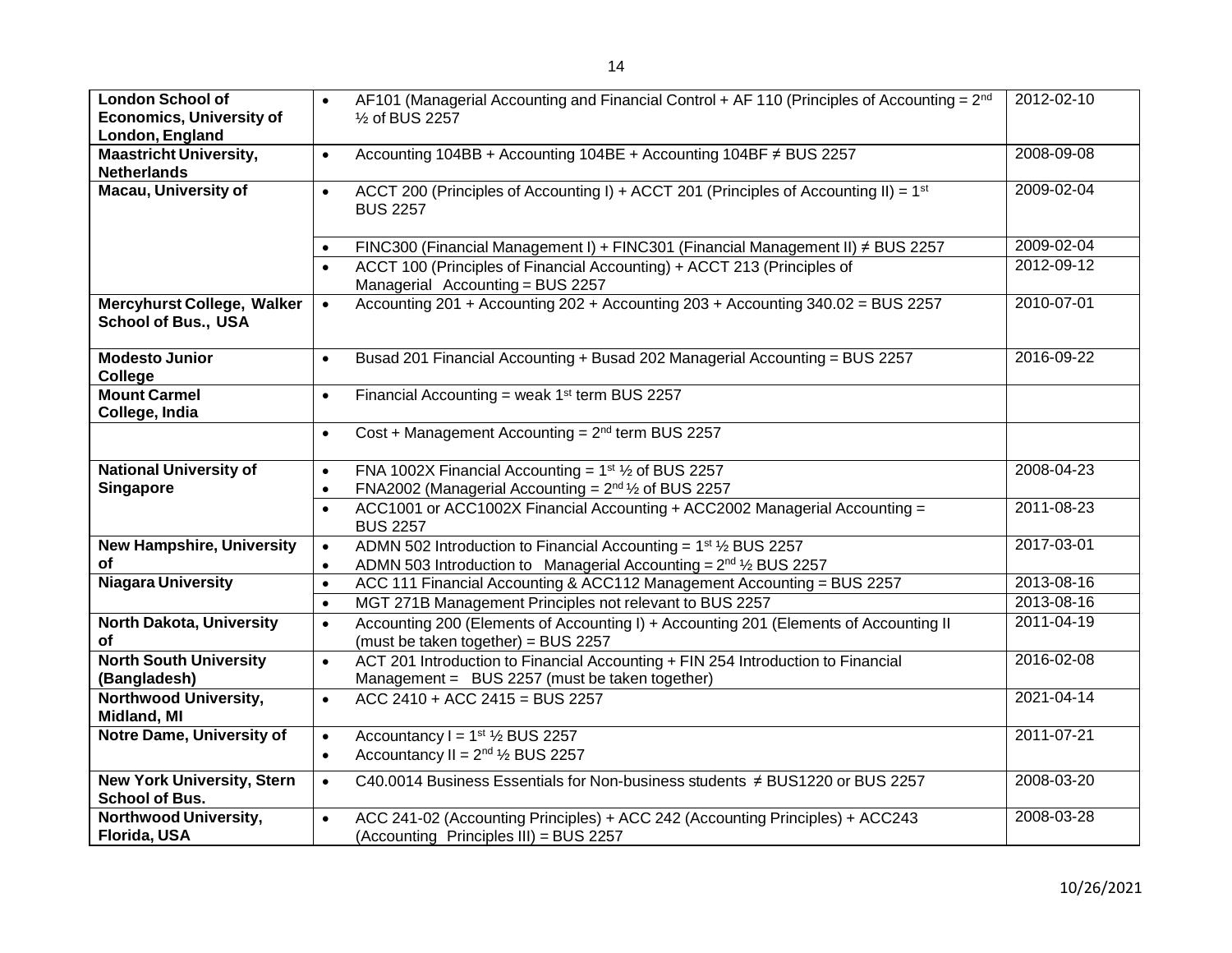| | | |
|---|---|---|
| **London School of Economics, University of London, England** | • AF101 (Managerial Accounting and Financial Control + AF 110 (Principles of Accounting = 2nd ½ of BUS 2257 | 2012-02-10 |
| **Maastricht University, Netherlands** | • Accounting 104BB + Accounting 104BE + Accounting 104BF ≠ BUS 2257 | 2008-09-08 |
| **Macau, University of** | • ACCT 200 (Principles of Accounting I) + ACCT 201 (Principles of Accounting II) = 1st BUS 2257 | 2009-02-04 |
| | • FINC300 (Financial Management I) + FINC301 (Financial Management II) ≠ BUS 2257 | 2009-02-04 |
| | • ACCT 100 (Principles of Financial Accounting) + ACCT 213 (Principles of Managerial Accounting = BUS 2257 | 2012-09-12 |
| **Mercyhurst College, Walker School of Bus., USA** | • Accounting 201 + Accounting 202 + Accounting 203 + Accounting 340.02 = BUS 2257 | 2010-07-01 |
| **Modesto Junior College** | • Busad 201 Financial Accounting + Busad 202 Managerial Accounting = BUS 2257 | 2016-09-22 |
| **Mount Carmel College, India** | • Financial Accounting = weak 1st term BUS 2257 | |
| | • Cost + Management Accounting = 2nd term BUS 2257 | |
| **National University of Singapore** | • FNA 1002X Financial Accounting = 1st ½ of BUS 2257<br>• FNA2002 (Managerial Accounting = 2nd ½ of BUS 2257 | 2008-04-23 |
| | • ACC1001 or ACC1002X Financial Accounting + ACC2002 Managerial Accounting = BUS 2257 | 2011-08-23 |
| **New Hampshire, University of** | • ADMN 502 Introduction to Financial Accounting = 1st ½ BUS 2257<br>• ADMN 503 Introduction to Managerial Accounting = 2nd ½ BUS 2257 | 2017-03-01 |
| **Niagara University** | • ACC 111 Financial Accounting & ACC112 Management Accounting = BUS 2257 | 2013-08-16 |
| | • MGT 271B Management Principles not relevant to BUS 2257 | 2013-08-16 |
| **North Dakota, University of** | • Accounting 200 (Elements of Accounting I) + Accounting 201 (Elements of Accounting II (must be taken together) = BUS 2257 | 2011-04-19 |
| **North South University (Bangladesh)** | • ACT 201 Introduction to Financial Accounting + FIN 254 Introduction to Financial Management = BUS 2257 (must be taken together) | 2016-02-08 |
| **Northwood University, Midland, MI** | • ACC 2410 + ACC 2415 = BUS 2257 | 2021-04-14 |
| **Notre Dame, University of** | • Accountancy I = 1st ½ BUS 2257<br>• Accountancy II = 2nd ½ BUS 2257 | 2011-07-21 |
| **New York University, Stern School of Bus.** | • C40.0014 Business Essentials for Non-business students ≠ BUS1220 or BUS 2257 | 2008-03-20 |
| **Northwood University, Florida, USA** | • ACC 241-02 (Accounting Principles) + ACC 242 (Accounting Principles) + ACC243 (Accounting Principles III) = BUS 2257 | 2008-03-28 |

10/26/2021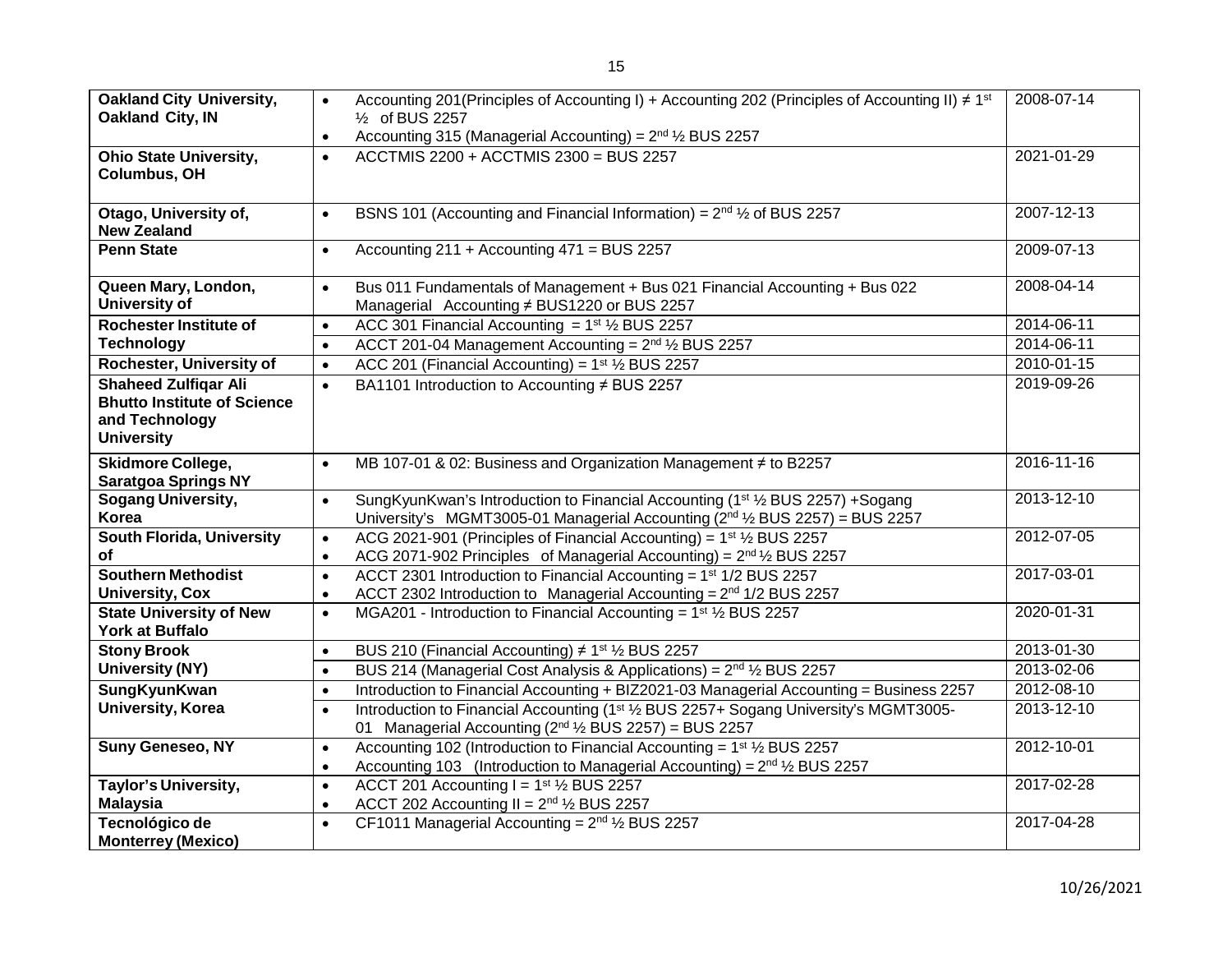| | | |
|---|---|---|
| **Oakland City University, Oakland City, IN** | • Accounting 201(Principles of Accounting I) + Accounting 202 (Principles of Accounting II) ≠ 1st ½ of BUS 2257<br>• Accounting 315 (Managerial Accounting) = 2nd ½ BUS 2257 | 2008-07-14 |
| **Ohio State University, Columbus, OH** | • ACCTMIS 2200 + ACCTMIS 2300 = BUS 2257 | 2021-01-29 |
| **Otago, University of, New Zealand** | • BSNS 101 (Accounting and Financial Information) = 2nd ½ of BUS 2257 | 2007-12-13 |
| **Penn State** | • Accounting 211 + Accounting 471 = BUS 2257 | 2009-07-13 |
| **Queen Mary, London, University of** | • Bus 011 Fundamentals of Management + Bus 021 Financial Accounting + Bus 022 Managerial Accounting ≠ BUS1220 or BUS 2257 | 2008-04-14 |
| **Rochester Institute of Technology** | • ACC 301 Financial Accounting = 1st ½ BUS 2257 | 2014-06-11 |
| | • ACCT 201-04 Management Accounting = 2nd ½ BUS 2257 | 2014-06-11 |
| **Rochester, University of** | • ACC 201 (Financial Accounting) = 1st ½ BUS 2257 | 2010-01-15 |
| **Shaheed Zulfiqar Ali Bhutto Institute of Science and Technology University** | • BA1101 Introduction to Accounting ≠ BUS 2257 | 2019-09-26 |
| **Skidmore College, Saratgoa Springs NY** | • MB 107-01 & 02: Business and Organization Management ≠ to B2257 | 2016-11-16 |
| **Sogang University, Korea** | • SungKyunKwan's Introduction to Financial Accounting (1st ½ BUS 2257) +Sogang University's MGMT3005-01 Managerial Accounting (2nd ½ BUS 2257) = BUS 2257 | 2013-12-10 |
| **South Florida, University of** | • ACG 2021-901 (Principles of Financial Accounting) = 1st ½ BUS 2257<br>• ACG 2071-902 Principles of Managerial Accounting) = 2nd ½ BUS 2257 | 2012-07-05 |
| **Southern Methodist University, Cox** | • ACCT 2301 Introduction to Financial Accounting = 1st 1/2 BUS 2257<br>• ACCT 2302 Introduction to Managerial Accounting = 2nd 1/2 BUS 2257 | 2017-03-01 |
| **State University of New York at Buffalo** | • MGA201 - Introduction to Financial Accounting = 1st ½ BUS 2257 | 2020-01-31 |
| **Stony Brook University (NY)** | • BUS 210 (Financial Accounting) ≠ 1st ½ BUS 2257 | 2013-01-30 |
| | • BUS 214 (Managerial Cost Analysis & Applications) = 2nd ½ BUS 2257 | 2013-02-06 |
| **SungKyunKwan University, Korea** | • Introduction to Financial Accounting + BIZ2021-03 Managerial Accounting = Business 2257 | 2012-08-10 |
| | • Introduction to Financial Accounting (1st ½ BUS 2257+ Sogang University's MGMT3005-01 Managerial Accounting (2nd ½ BUS 2257) = BUS 2257 | 2013-12-10 |
| **Suny Geneseo, NY** | • Accounting 102 (Introduction to Financial Accounting = 1st ½ BUS 2257<br>• Accounting 103 (Introduction to Managerial Accounting) = 2nd ½ BUS 2257 | 2012-10-01 |
| **Taylor's University, Malaysia** | • ACCT 201 Accounting I = 1st ½ BUS 2257<br>• ACCT 202 Accounting II = 2nd ½ BUS 2257 | 2017-02-28 |
| **Tecnológico de Monterrey (Mexico)** | • CF1011 Managerial Accounting = 2nd ½ BUS 2257 | 2017-04-28 |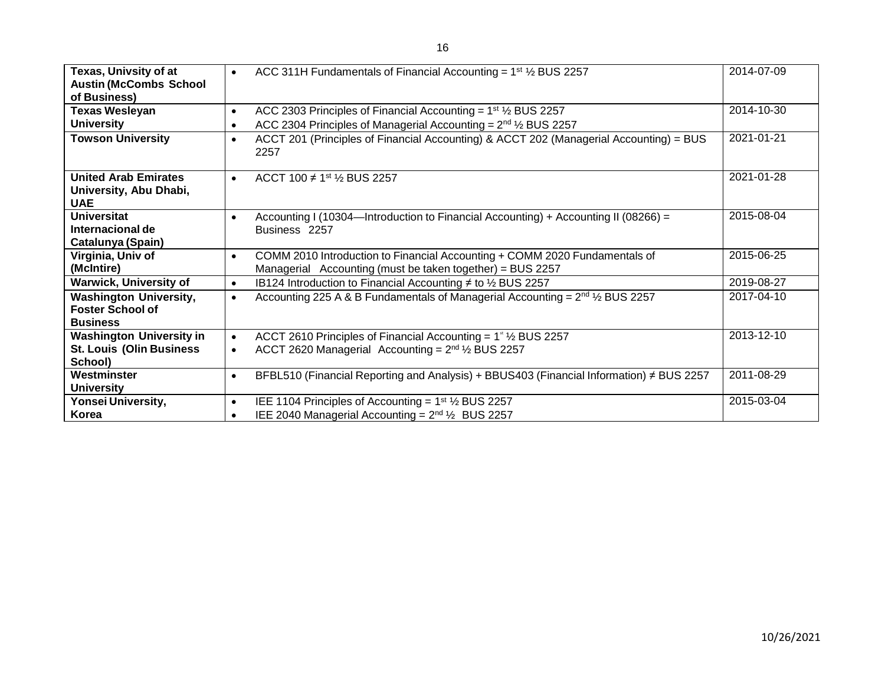| | | |
|---|---|---|
| **Texas, Univsity of at Austin (McCombs School of Business)** | • ACC 311H Fundamentals of Financial Accounting = 1st ½ BUS 2257 | 2014-07-09 |
| **Texas Wesleyan University** | • ACC 2303 Principles of Financial Accounting = 1st ½ BUS 2257<br>• ACC 2304 Principles of Managerial Accounting = 2nd ½ BUS 2257 | 2014-10-30 |
| **Towson University** | • ACCT 201 (Principles of Financial Accounting) & ACCT 202 (Managerial Accounting) = BUS 2257 | 2021-01-21 |
| **United Arab Emirates University, Abu Dhabi, UAE** | • ACCT 100 ≠ 1st ½ BUS 2257 | 2021-01-28 |
| **Universitat Internacional de Catalunya (Spain)** | • Accounting I (10304—Introduction to Financial Accounting) + Accounting II (08266) = Business 2257 | 2015-08-04 |
| **Virginia, Univ of (McIntire)** | • COMM 2010 Introduction to Financial Accounting + COMM 2020 Fundamentals of Managerial Accounting (must be taken together) = BUS 2257 | 2015-06-25 |
| **Warwick, University of** | • IB124 Introduction to Financial Accounting ≠ to ½ BUS 2257 | 2019-08-27 |
| **Washington University, Foster School of Business** | • Accounting 225 A & B Fundamentals of Managerial Accounting = 2nd ½ BUS 2257 | 2017-04-10 |
| **Washington University in St. Louis (Olin Business School)** | • ACCT 2610 Principles of Financial Accounting = 1st ½ BUS 2257<br>• ACCT 2620 Managerial Accounting = 2nd ½ BUS 2257 | 2013-12-10 |
| **Westminster University** | • BFBL510 (Financial Reporting and Analysis) + BBUS403 (Financial Information) ≠ BUS 2257 | 2011-08-29 |
| **Yonsei University, Korea** | • IEE 1104 Principles of Accounting = 1st ½ BUS 2257<br>• IEE 2040 Managerial Accounting = 2nd ½ BUS 2257 | 2015-03-04 |

10/26/2021